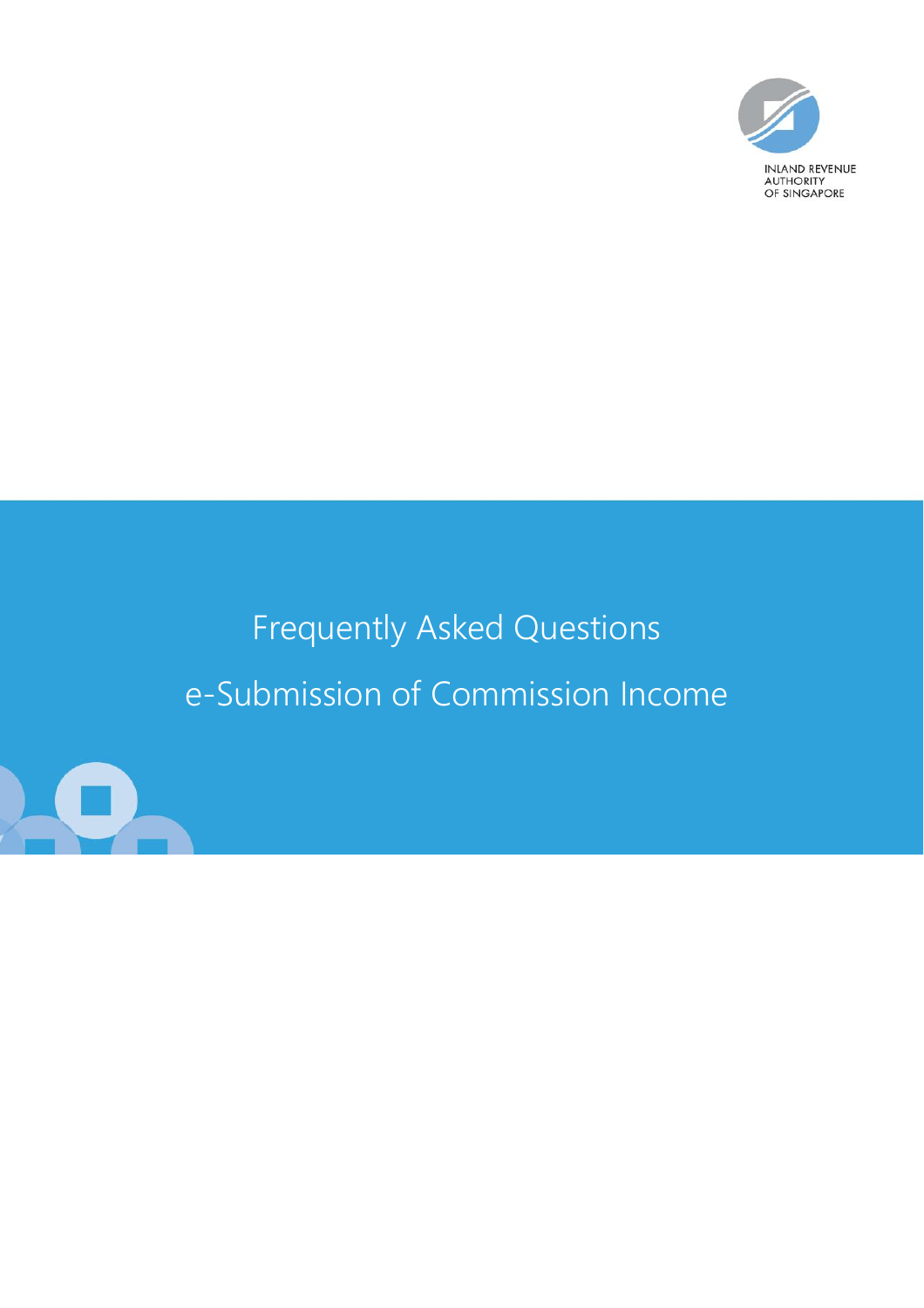INLAND REVENUE AUTHORITY OF SINGAPORE

# Frequently Asked Questions

# e-Submission of Commission Income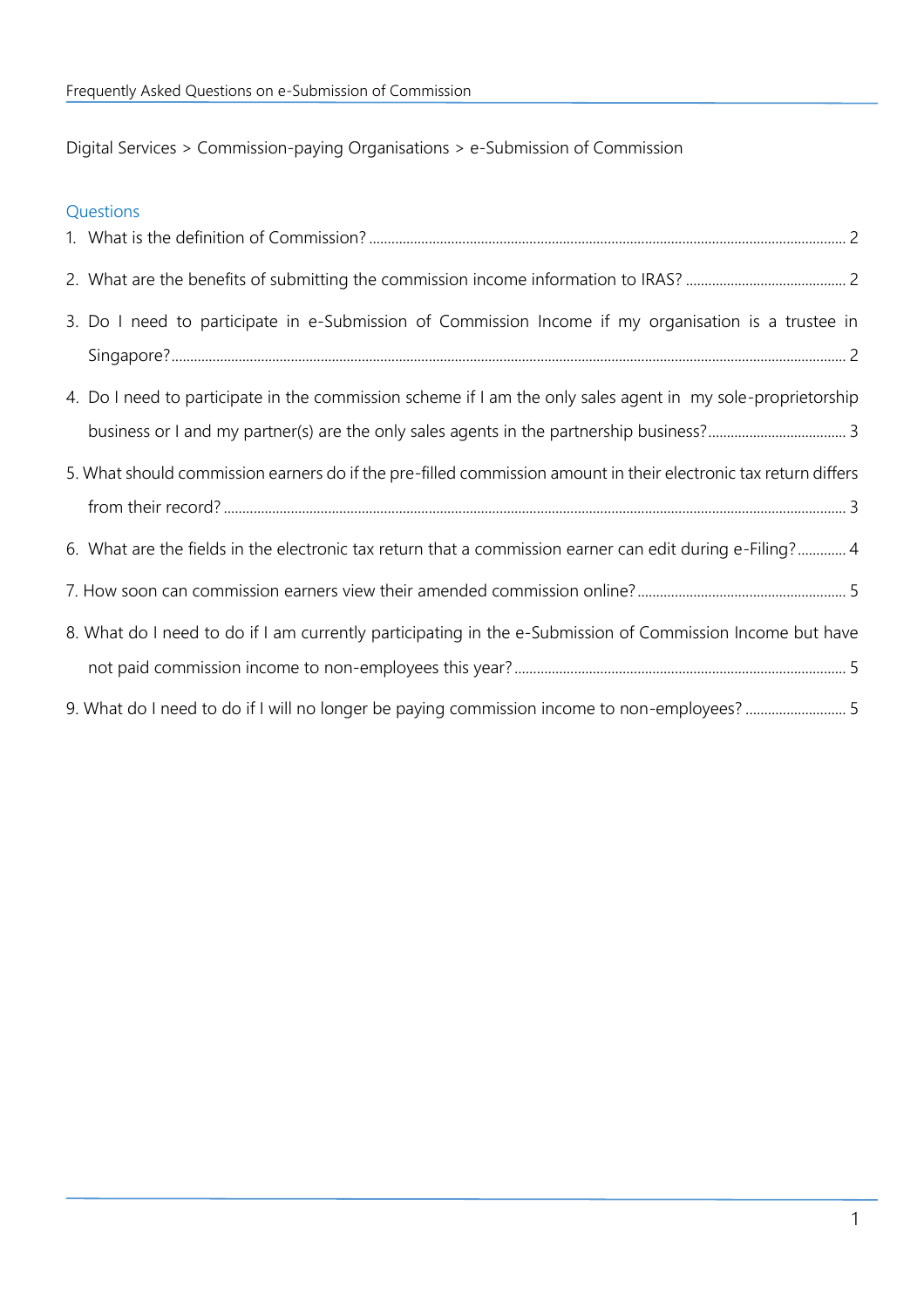Digital Services > Commission-paying Organisations > e-Submission of Commission

## Questions

1. What is the definition of Commission? ..... 2
2. What are the benefits of submitting the commission income information to IRAS? ..... 2
3. Do I need to participate in e-Submission of Commission Income if my organisation is a trustee in Singapore? ..... 2
4. Do I need to participate in the commission scheme if I am the only sales agent in my sole-proprietorship business or I and my partner(s) are the only sales agents in the partnership business? ..... 3
5. What should commission earners do if the pre-filled commission amount in their electronic tax return differs from their record? ..... 3
6. What are the fields in the electronic tax return that a commission earner can edit during e-Filing? ..... 4
7. How soon can commission earners view their amended commission online? ..... 5
8. What do I need to do if I am currently participating in the e-Submission of Commission Income but have not paid commission income to non-employees this year? ..... 5
9. What do I need to do if I will no longer be paying commission income to non-employees? ..... 5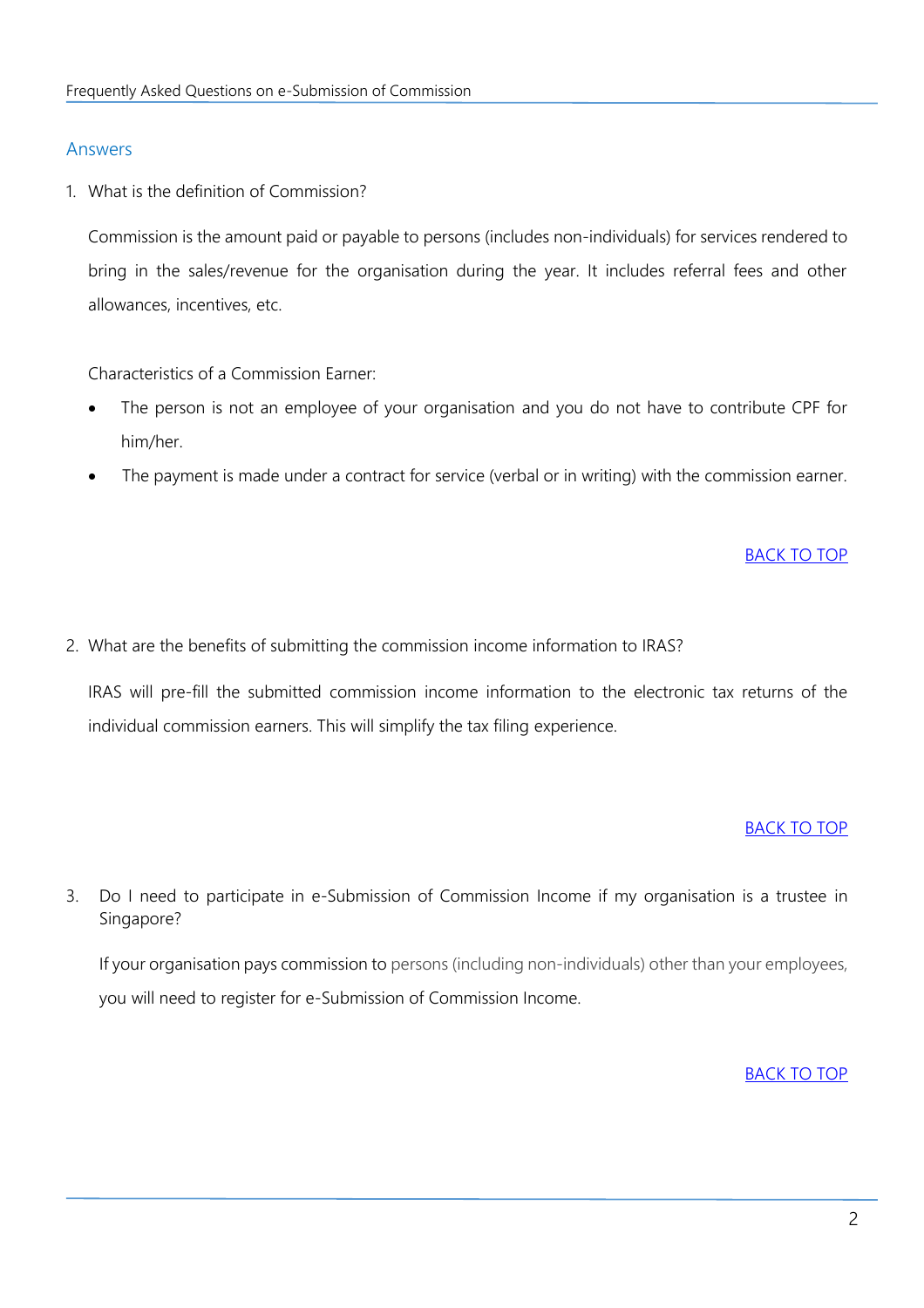## Answers

1. What is the definition of Commission?

   Commission is the amount paid or payable to persons (includes non-individuals) for services rendered to bring in the sales/revenue for the organisation during the year. It includes referral fees and other allowances, incentives, etc.

   Characteristics of a Commission Earner:

   - The person is not an employee of your organisation and you do not have to contribute CPF for him/her.
   - The payment is made under a contract for service (verbal or in writing) with the commission earner.

   BACK TO TOP

2. What are the benefits of submitting the commission income information to IRAS?

   IRAS will pre-fill the submitted commission income information to the electronic tax returns of the individual commission earners. This will simplify the tax filing experience.

   BACK TO TOP

3. Do I need to participate in e-Submission of Commission Income if my organisation is a trustee in Singapore?

   If your organisation pays commission to persons (including non-individuals) other than your employees, you will need to register for e-Submission of Commission Income.

   BACK TO TOP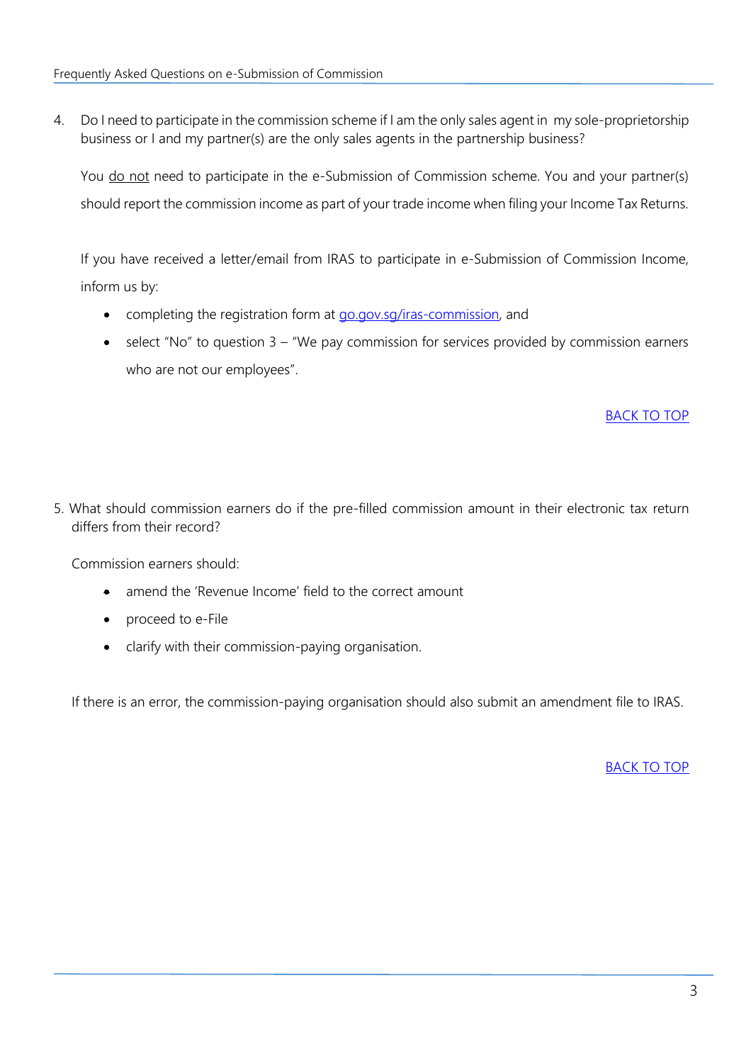4. Do I need to participate in the commission scheme if I am the only sales agent in my sole-proprietorship business or I and my partner(s) are the only sales agents in the partnership business?

   You <u>do not</u> need to participate in the e-Submission of Commission scheme. You and your partner(s) should report the commission income as part of your trade income when filing your Income Tax Returns.

   If you have received a letter/email from IRAS to participate in e-Submission of Commission Income, inform us by:

   - completing the registration form at [go.gov.sg/iras-commission](go.gov.sg/iras-commission), and
   - select "No" to question 3 – "We pay commission for services provided by commission earners who are not our employees".

   BACK TO TOP

5. What should commission earners do if the pre-filled commission amount in their electronic tax return differs from their record?

   Commission earners should:

   - amend the 'Revenue Income' field to the correct amount
   - proceed to e-File
   - clarify with their commission-paying organisation.

   If there is an error, the commission-paying organisation should also submit an amendment file to IRAS.

   BACK TO TOP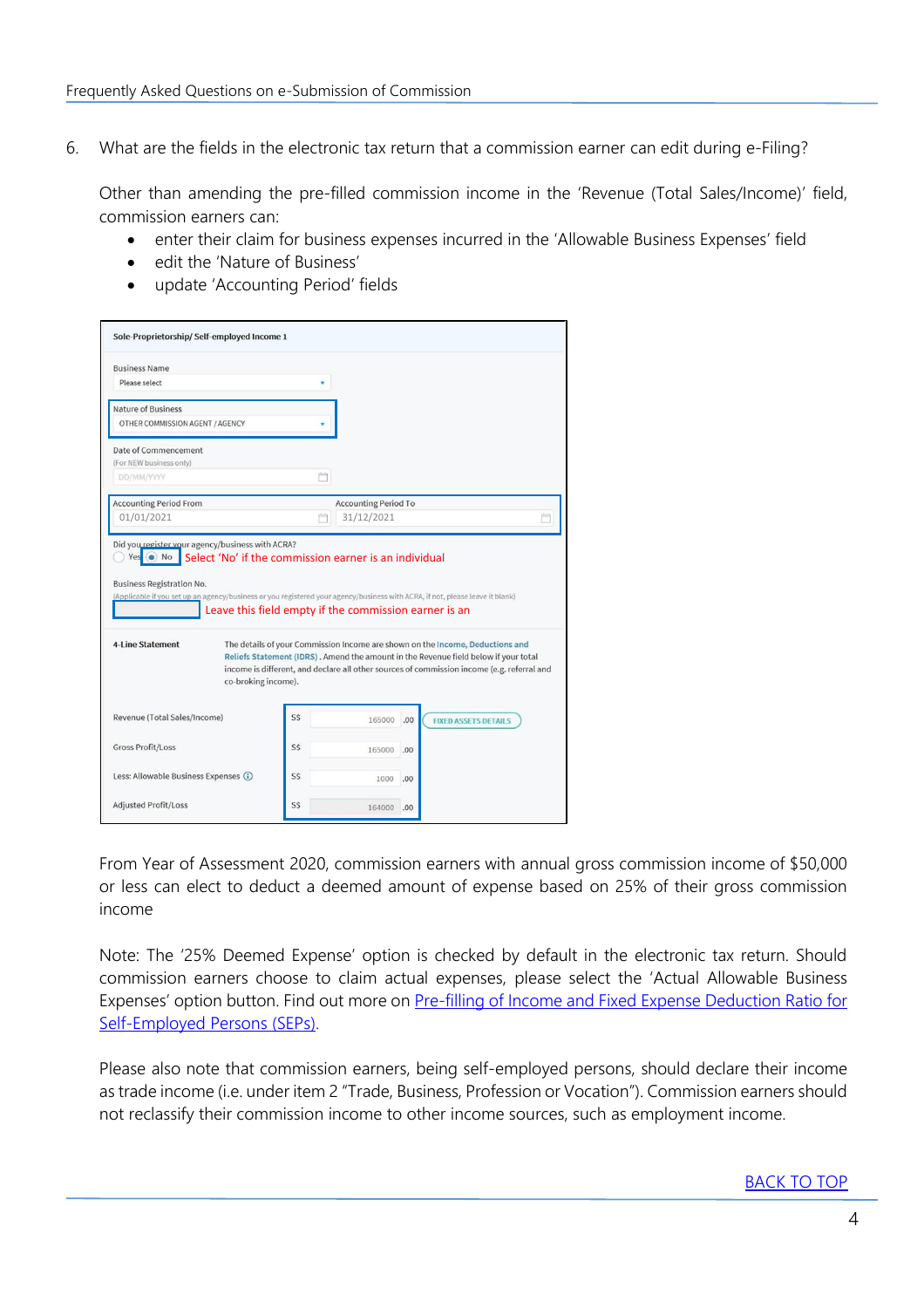6. What are the fields in the electronic tax return that a commission earner can edit during e-Filing?

   Other than amending the pre-filled commission income in the 'Revenue (Total Sales/Income)' field, commission earners can:

   - enter their claim for business expenses incurred in the 'Allowable Business Expenses' field
   - edit the 'Nature of Business'
   - update 'Accounting Period' fields

   Sole-Proprietorship/ Self-employed Income 1

   Business Name
   Please select

   Nature of Business
   OTHER COMMISSION AGENT / AGENCY

   Date of Commencement
   (For NEW business only)
   DD/MM/YYYY

   Accounting Period From 01/01/2021 — Accounting Period To 31/12/2021

   Did you register your agency/business with ACRA?
   Yes / No — Select 'No' if the commission earner is an individual

   Business Registration No.
   (Applicable if you set up an agency/business or you registered your agency/business with ACRA, if not, please leave it blank)
   Leave this field empty if the commission earner is an

   4-Line Statement — The details of your Commission Income are shown on the Income, Deductions and Reliefs Statement (IDRS). Amend the amount in the Revenue field below if your total income is different, and declare all other sources of commission income (e.g. referral and co-broking income).

   | Item | S$ |
   |---|---|
   | Revenue (Total Sales/Income) | 165000.00 |
   | Gross Profit/Loss | 165000.00 |
   | Less: Allowable Business Expenses | 1000.00 |
   | Adjusted Profit/Loss | 164000.00 |

   FIXED ASSETS DETAILS

   From Year of Assessment 2020, commission earners with annual gross commission income of $50,000 or less can elect to deduct a deemed amount of expense based on 25% of their gross commission income

   Note: The '25% Deemed Expense' option is checked by default in the electronic tax return. Should commission earners choose to claim actual expenses, please select the 'Actual Allowable Business Expenses' option button. Find out more on [Pre-filling of Income and Fixed Expense Deduction Ratio for Self-Employed Persons (SEPs)](#).

   Please also note that commission earners, being self-employed persons, should declare their income as trade income (i.e. under item 2 "Trade, Business, Profession or Vocation"). Commission earners should not reclassify their commission income to other income sources, such as employment income.

[BACK TO TOP](#)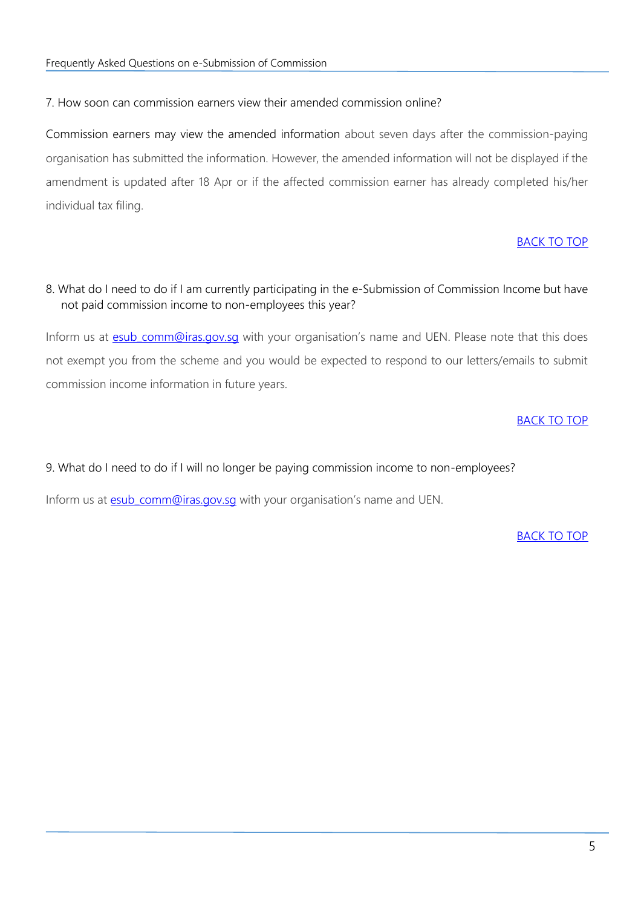7. How soon can commission earners view their amended commission online?

Commission earners may view the amended information about seven days after the commission-paying organisation has submitted the information. However, the amended information will not be displayed if the amendment is updated after 18 Apr or if the affected commission earner has already completed his/her individual tax filing.

BACK TO TOP

8. What do I need to do if I am currently participating in the e-Submission of Commission Income but have not paid commission income to non-employees this year?

Inform us at esub_comm@iras.gov.sg with your organisation's name and UEN. Please note that this does not exempt you from the scheme and you would be expected to respond to our letters/emails to submit commission income information in future years.

BACK TO TOP

9. What do I need to do if I will no longer be paying commission income to non-employees?

Inform us at esub_comm@iras.gov.sg with your organisation's name and UEN.

BACK TO TOP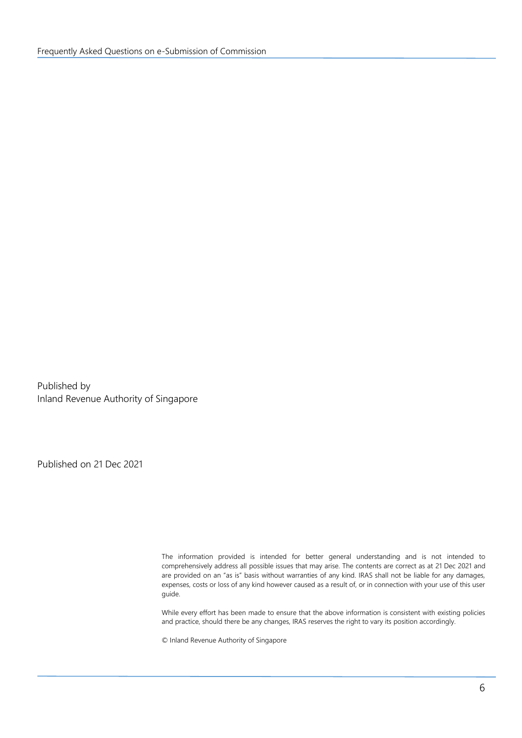Published by
Inland Revenue Authority of Singapore

Published on 21 Dec 2021

The information provided is intended for better general understanding and is not intended to comprehensively address all possible issues that may arise. The contents are correct as at 21 Dec 2021 and are provided on an "as is" basis without warranties of any kind. IRAS shall not be liable for any damages, expenses, costs or loss of any kind however caused as a result of, or in connection with your use of this user guide.

While every effort has been made to ensure that the above information is consistent with existing policies and practice, should there be any changes, IRAS reserves the right to vary its position accordingly.

© Inland Revenue Authority of Singapore